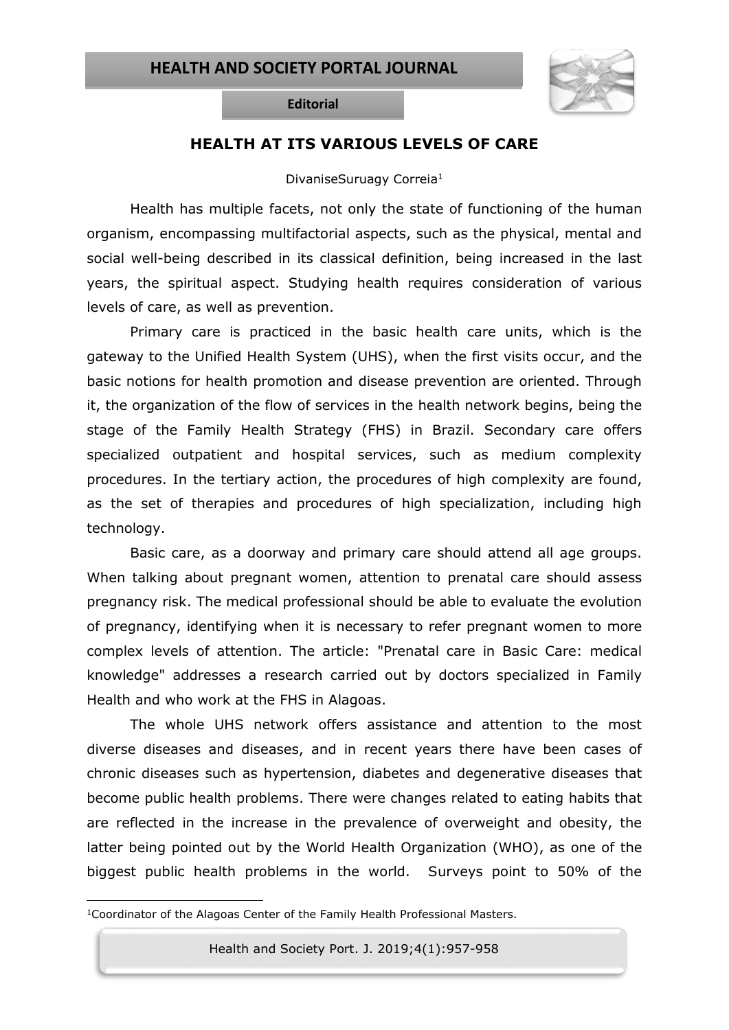**Editorial**

# HEALTH AT ITS VARIOUS LEVELS OF CARE

DivaniseSuruagy Correia[1]

Health has multiple facets, not only the state of functioning of the human organism, encompassing multifactorial aspects, such as the physical, mental and social well-being described in its classical definition, being increased in the last years, the spiritual aspect. Studying health requires consideration of various levels of care, as well as prevention.

Primary care is practiced in the basic health care units, which is the gateway to the Unified Health System (UHS), when the first visits occur, and the basic notions for health promotion and disease prevention are oriented. Through it, the organization of the flow of services in the health network begins, being the stage of the Family Health Strategy (FHS) in Brazil. Secondary care offers specialized outpatient and hospital services, such as medium complexity procedures. In the tertiary action, the procedures of high complexity are found, as the set of therapies and procedures of high specialization, including high technology.

Basic care, as a doorway and primary care should attend all age groups. When talking about pregnant women, attention to prenatal care should assess pregnancy risk. The medical professional should be able to evaluate the evolution of pregnancy, identifying when it is necessary to refer pregnant women to more complex levels of attention. The article: "Prenatal care in Basic Care: medical knowledge" addresses a research carried out by doctors specialized in Family Health and who work at the FHS in Alagoas.

The whole UHS network offers assistance and attention to the most diverse diseases and diseases, and in recent years there have been cases of chronic diseases such as hypertension, diabetes and degenerative diseases that become public health problems. There were changes related to eating habits that are reflected in the increase in the prevalence of overweight and obesity, the latter being pointed out by the World Health Organization (WHO), as one of the biggest public health problems in the world. Surveys point to 50% of the

[1]Coordinator of the Alagoas Center of the Family Health Professional Masters.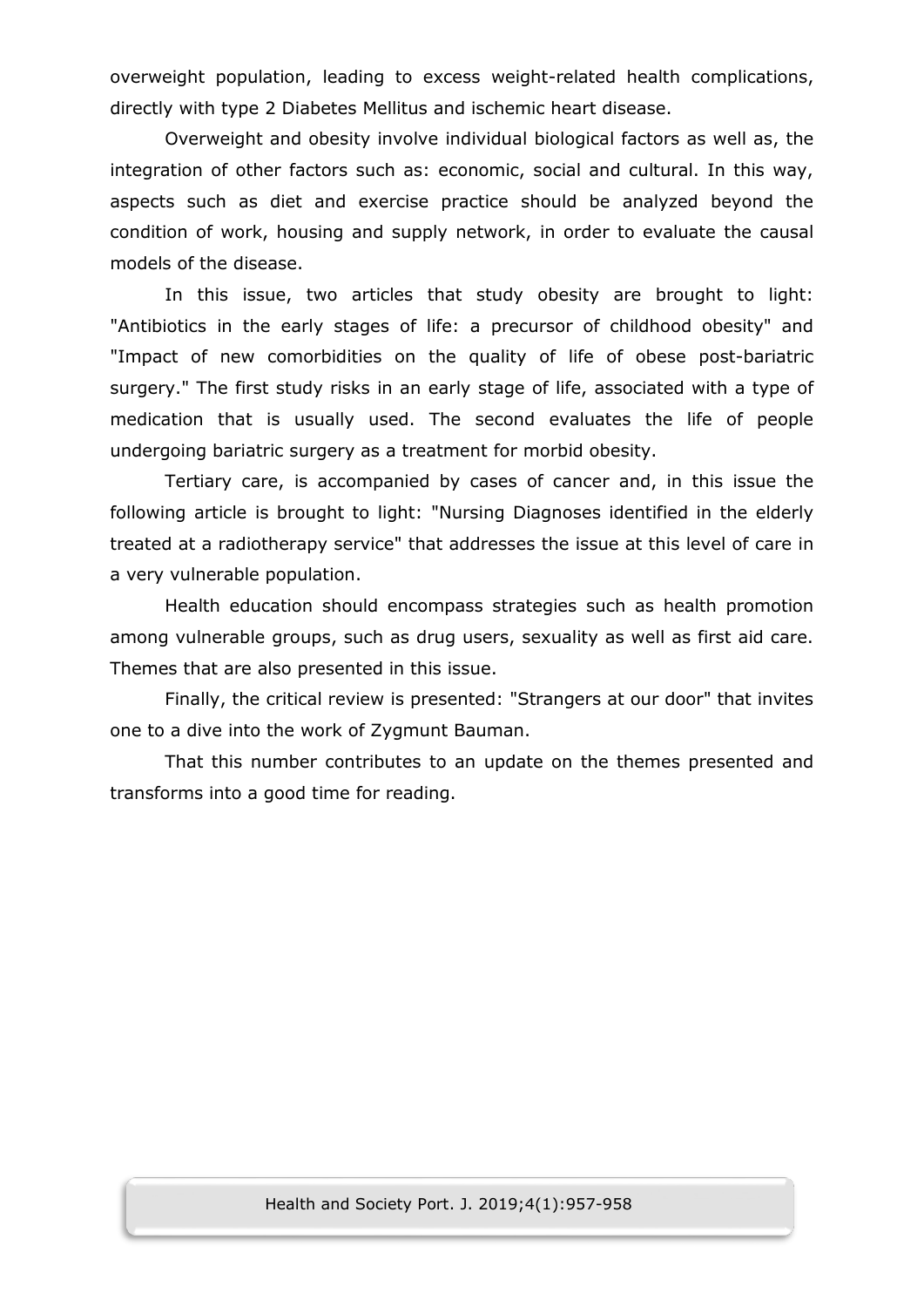overweight population, leading to excess weight-related health complications, directly with type 2 Diabetes Mellitus and ischemic heart disease.

Overweight and obesity involve individual biological factors as well as, the integration of other factors such as: economic, social and cultural. In this way, aspects such as diet and exercise practice should be analyzed beyond the condition of work, housing and supply network, in order to evaluate the causal models of the disease.

In this issue, two articles that study obesity are brought to light: "Antibiotics in the early stages of life: a precursor of childhood obesity" and "Impact of new comorbidities on the quality of life of obese post-bariatric surgery." The first study risks in an early stage of life, associated with a type of medication that is usually used. The second evaluates the life of people undergoing bariatric surgery as a treatment for morbid obesity.

Tertiary care, is accompanied by cases of cancer and, in this issue the following article is brought to light: "Nursing Diagnoses identified in the elderly treated at a radiotherapy service" that addresses the issue at this level of care in a very vulnerable population.

Health education should encompass strategies such as health promotion among vulnerable groups, such as drug users, sexuality as well as first aid care. Themes that are also presented in this issue.

Finally, the critical review is presented: "Strangers at our door" that invites one to a dive into the work of Zygmunt Bauman.

That this number contributes to an update on the themes presented and transforms into a good time for reading.